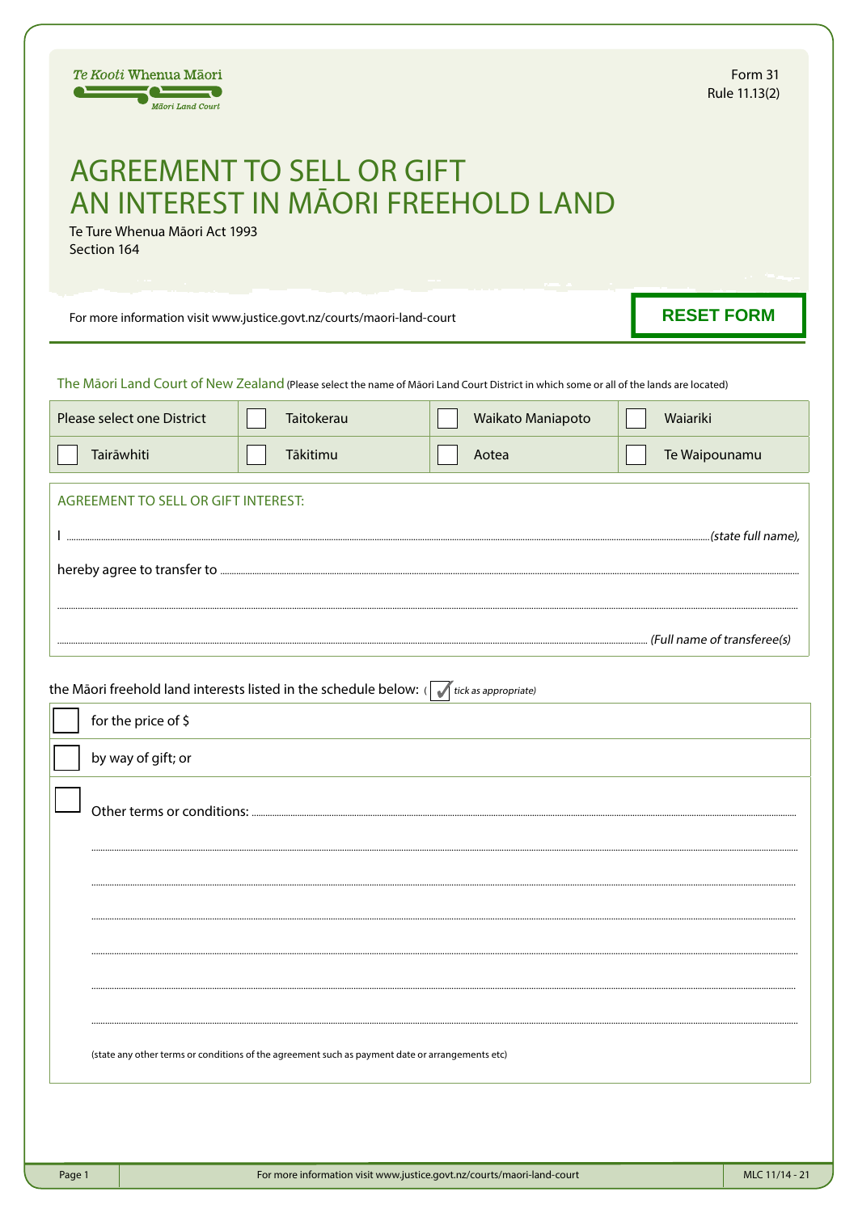Te Kooti Whenua Māori
Māori Land Court

Form 31
Rule 11.13(2)

# AGREEMENT TO SELL OR GIFT AN INTEREST IN MĀORI FREEHOLD LAND

Te Ture Whenua Māori Act 1993
Section 164

For more information visit www.justice.govt.nz/courts/maori-land-court

RESET FORM

The Māori Land Court of New Zealand (Please select the name of Māori Land Court District in which some or all of the lands are located)

| Please select one District | ☐ Taitokerau | ☐ Waikato Maniapoto | ☐ Waiariki |
|---|---|---|---|
| ☐ Tairāwhiti | ☐ Tākitimu | ☐ Aotea | ☐ Te Waipounamu |

## AGREEMENT TO SELL OR GIFT INTEREST:

I ............................................................................................................ *(state full name),*

hereby agree to transfer to ............................................................................................................

............................................................................................................

............................................................................................................ *(Full name of transferee(s)*

the Māori freehold land interests listed in the schedule below: ( ✓ *tick as appropriate)*

☐ for the price of $

☐ by way of gift; or

☐ Other terms or conditions: ............................................................................................................

............................................................................................................

............................................................................................................

............................................................................................................

............................................................................................................

............................................................................................................

............................................................................................................

(state any other terms or conditions of the agreement such as payment date or arrangements etc)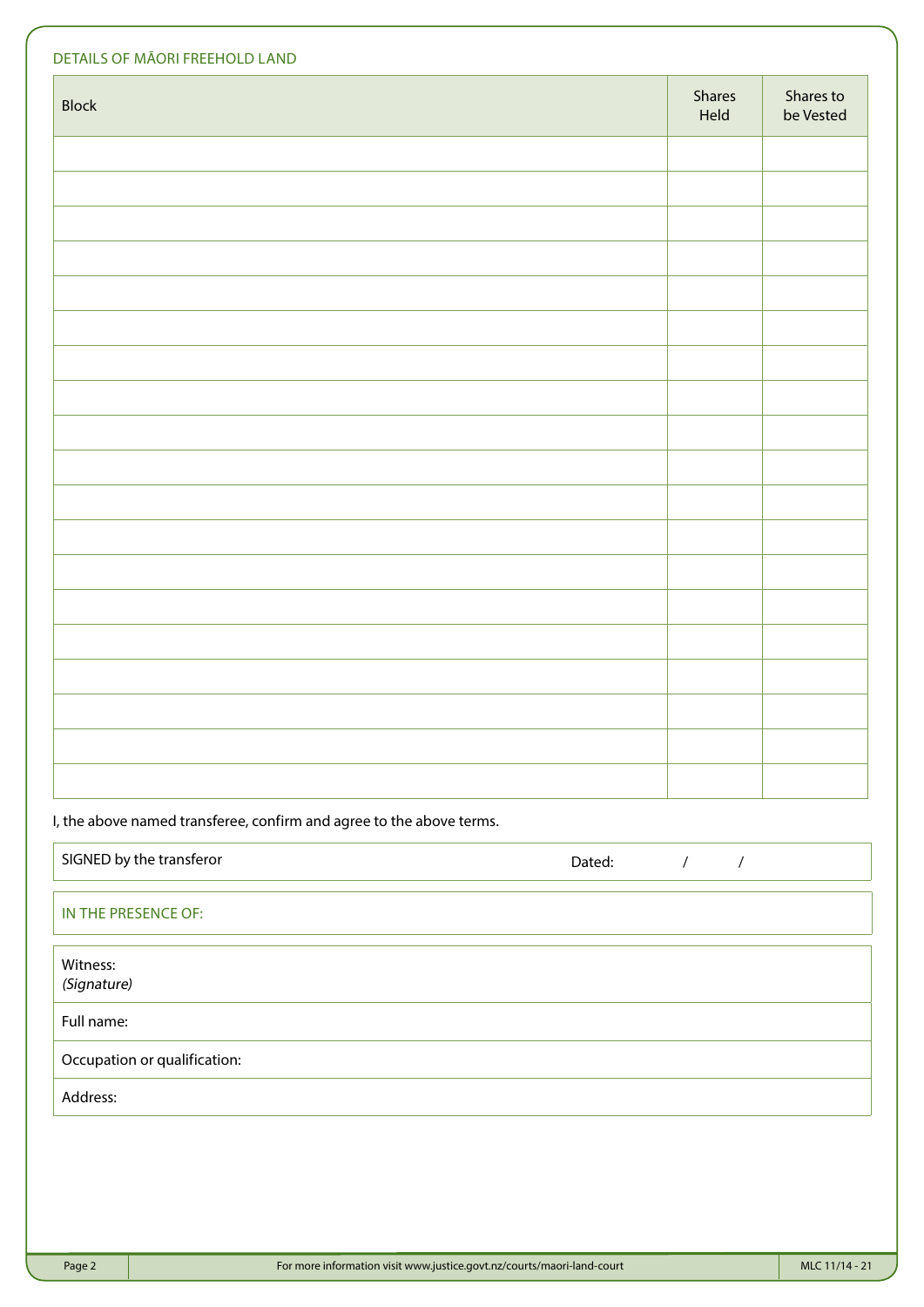## DETAILS OF MĀORI FREEHOLD LAND

| Block | Shares Held | Shares to be Vested |
|---|---|---|
| | | |
| | | |
| | | |
| | | |
| | | |
| | | |
| | | |
| | | |
| | | |
| | | |
| | | |
| | | |
| | | |
| | | |
| | | |
| | | |
| | | |
| | | |
| | | |

I, the above named transferee, confirm and agree to the above terms.

| SIGNED by the transferor | Dated: / / |
|---|---|

IN THE PRESENCE OF:

| |
|---|
| Witness: *(Signature)* |
| Full name: |
| Occupation or qualification: |
| Address: |

For more information visit www.justice.govt.nz/courts/maori-land-court

MLC 11/14 - 21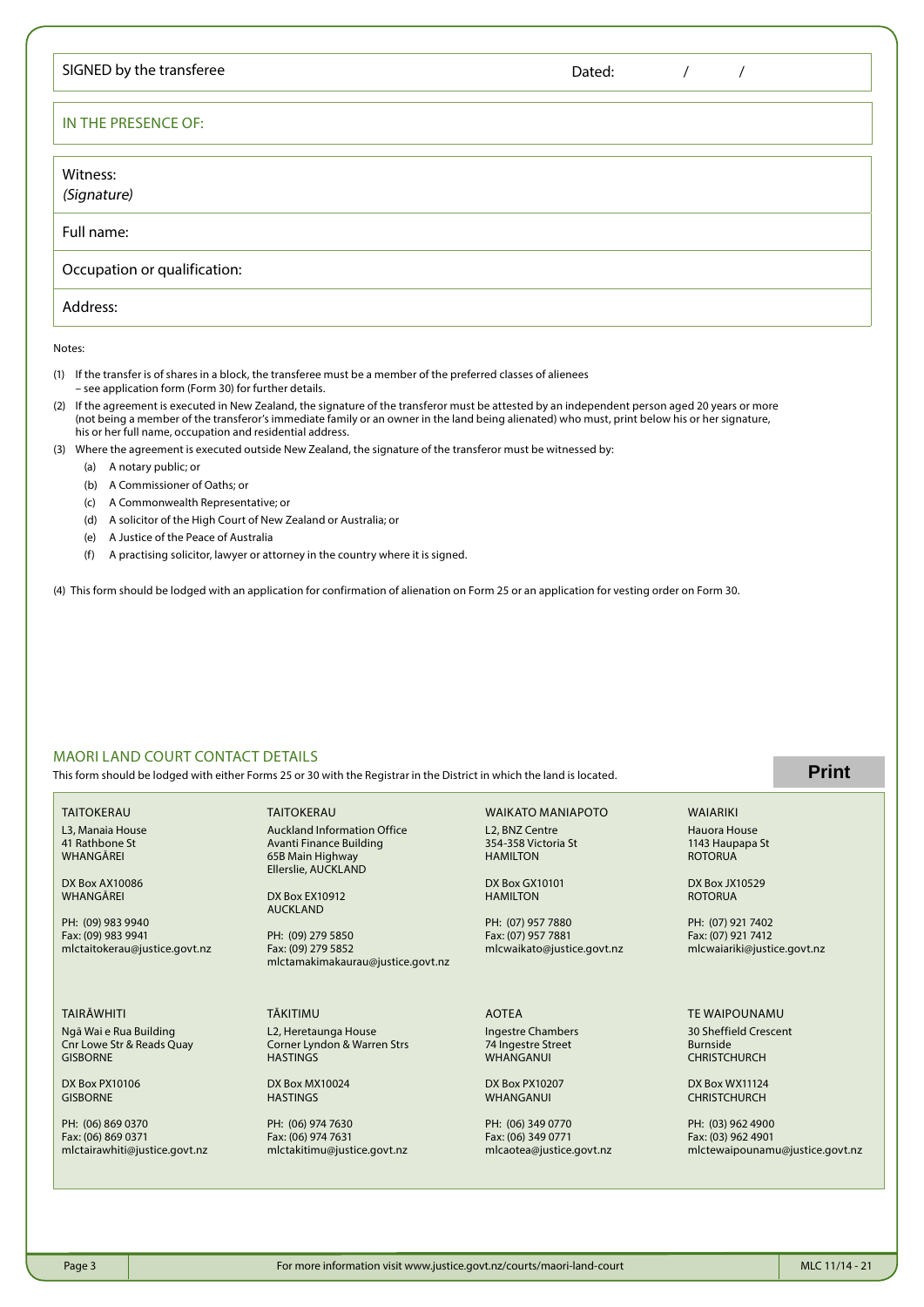| SIGNED by the transferee | Dated: / / |
|---|---|

IN THE PRESENCE OF:

| | |
|---|---|
| Witness: *(Signature)* | |
| Full name: | |
| Occupation or qualification: | |
| Address: | |

Notes:

(1) If the transfer is of shares in a block, the transferee must be a member of the preferred classes of alienees – see application form (Form 30) for further details.

(2) If the agreement is executed in New Zealand, the signature of the transferor must be attested by an independent person aged 20 years or more (not being a member of the transferor's immediate family or an owner in the land being alienated) who must, print below his or her signature, his or her full name, occupation and residential address.

(3) Where the agreement is executed outside New Zealand, the signature of the transferor must be witnessed by:

   (a) A notary public; or
   (b) A Commissioner of Oaths; or
   (c) A Commonwealth Representative; or
   (d) A solicitor of the High Court of New Zealand or Australia; or
   (e) A Justice of the Peace of Australia
   (f) A practising solicitor, lawyer or attorney in the country where it is signed.

(4) This form should be lodged with an application for confirmation of alienation on Form 25 or an application for vesting order on Form 30.

## MAORI LAND COURT CONTACT DETAILS

This form should be lodged with either Forms 25 or 30 with the Registrar in the District in which the land is located.

Print

**TAITOKERAU**
L3, Manaia House
41 Rathbone St
WHANGĀREI

DX Box AX10086
WHANGĀREI

PH: (09) 983 9940
Fax: (09) 983 9941
mlctaitokerau@justice.govt.nz

**TAITOKERAU**
Auckland Information Office
Avanti Finance Building
65B Main Highway
Ellerslie, AUCKLAND

DX Box EX10912
AUCKLAND

PH: (09) 279 5850
Fax: (09) 279 5852
mlctamakimakaurau@justice.govt.nz

**WAIKATO MANIAPOTO**
L2, BNZ Centre
354-358 Victoria St
HAMILTON

DX Box GX10101
HAMILTON

PH: (07) 957 7880
Fax: (07) 957 7881
mlcwaikato@justice.govt.nz

**WAIARIKI**
Hauora House
1143 Haupapa St
ROTORUA

DX Box JX10529
ROTORUA

PH: (07) 921 7402
Fax: (07) 921 7412
mlcwaiariki@justice.govt.nz

**TAIRĀWHITI**
Ngā Wai e Rua Building
Cnr Lowe Str & Reads Quay
GISBORNE

DX Box PX10106
GISBORNE

PH: (06) 869 0370
Fax: (06) 869 0371
mlctairawhiti@justice.govt.nz

**TĀKITIMU**
L2, Heretaunga House
Corner Lyndon & Warren Strs
HASTINGS

DX Box MX10024
HASTINGS

PH: (06) 974 7630
Fax: (06) 974 7631
mlctakitimu@justice.govt.nz

**AOTEA**
Ingestre Chambers
74 Ingestre Street
WHANGANUI

DX Box PX10207
WHANGANUI

PH: (06) 349 0770
Fax: (06) 349 0771
mlcaotea@justice.govt.nz

**TE WAIPOUNAMU**
30 Sheffield Crescent
Burnside
CHRISTCHURCH

DX Box WX11124
CHRISTCHURCH

PH: (03) 962 4900
Fax: (03) 962 4901
mlctewaipounamu@justice.govt.nz

For more information visit www.justice.govt.nz/courts/maori-land-court

MLC 11/14 - 21